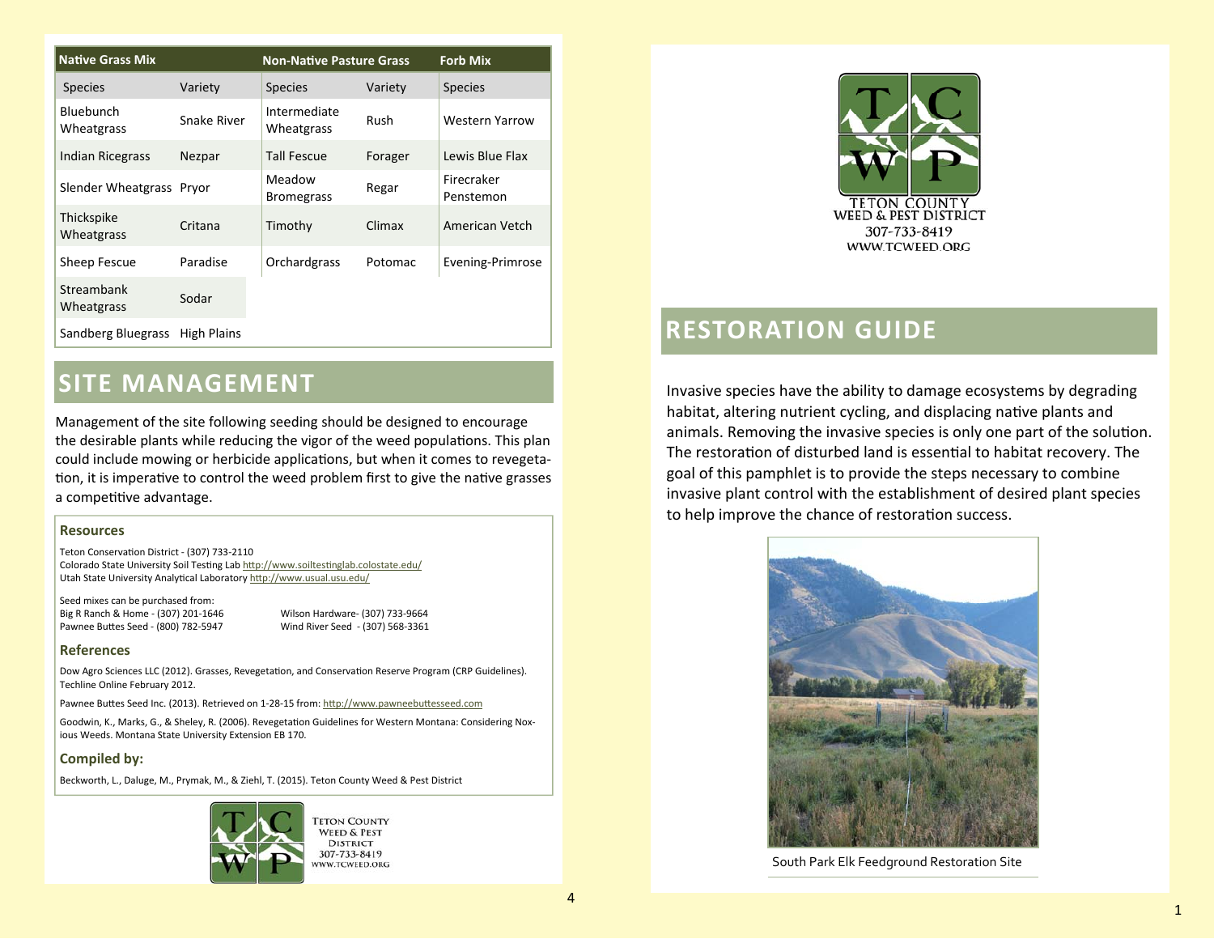| Native Grass Mix | | Non-Native Pasture Grass | | Forb Mix |
|---|---|---|---|---|
| Species | Variety | Species | Variety | Species |
| Bluebunch Wheatgrass | Snake River | Intermediate Wheatgrass | Rush | Western Yarrow |
| Indian Ricegrass | Nezpar | Tall Fescue | Forager | Lewis Blue Flax |
| Slender Wheatgrass | Pryor | Meadow Bromegrass | Regar | Firecraker Penstemon |
| Thickspike Wheatgrass | Critana | Timothy | Climax | American Vetch |
| Sheep Fescue | Paradise | Orchardgrass | Potomac | Evening-Primrose |
| Streambank Wheatgrass | Sodar | | | |
| Sandberg Bluegrass | High Plains | | | |

## SITE MANAGEMENT

Management of the site following seeding should be designed to encourage the desirable plants while reducing the vigor of the weed populations. This plan could include mowing or herbicide applications, but when it comes to revegetation, it is imperative to control the weed problem first to give the native grasses a competitive advantage.

### Resources

Teton Conservation District - (307) 733-2110
Colorado State University Soil Testing Lab http://www.soiltestinglab.colostate.edu/
Utah State University Analytical Laboratory http://www.usual.usu.edu/

Seed mixes can be purchased from:
Big R Ranch & Home - (307) 201-1646
Pawnee Buttes Seed - (800) 782-5947
Wilson Hardware- (307) 733-9664
Wind River Seed - (307) 568-3361

### References

Dow Agro Sciences LLC (2012). Grasses, Revegetation, and Conservation Reserve Program (CRP Guidelines). Techline Online February 2012.

Pawnee Buttes Seed Inc. (2013). Retrieved on 1-28-15 from: http://www.pawneebuttesseed.com

Goodwin, K., Marks, G., & Sheley, R. (2006). Revegetation Guidelines for Western Montana: Considering Noxious Weeds. Montana State University Extension EB 170.

### Compiled by:

Beckworth, L., Daluge, M., Prymak, M., & Ziehl, T. (2015). Teton County Weed & Pest District

Teton County Weed & Pest District
307-733-8419
www.tcweed.org

Teton County Weed & Pest District
307-733-8419
www.tcweed.org

## RESTORATION GUIDE

Invasive species have the ability to damage ecosystems by degrading habitat, altering nutrient cycling, and displacing native plants and animals. Removing the invasive species is only one part of the solution. The restoration of disturbed land is essential to habitat recovery. The goal of this pamphlet is to provide the steps necessary to combine invasive plant control with the establishment of desired plant species to help improve the chance of restoration success.

South Park Elk Feedground Restoration Site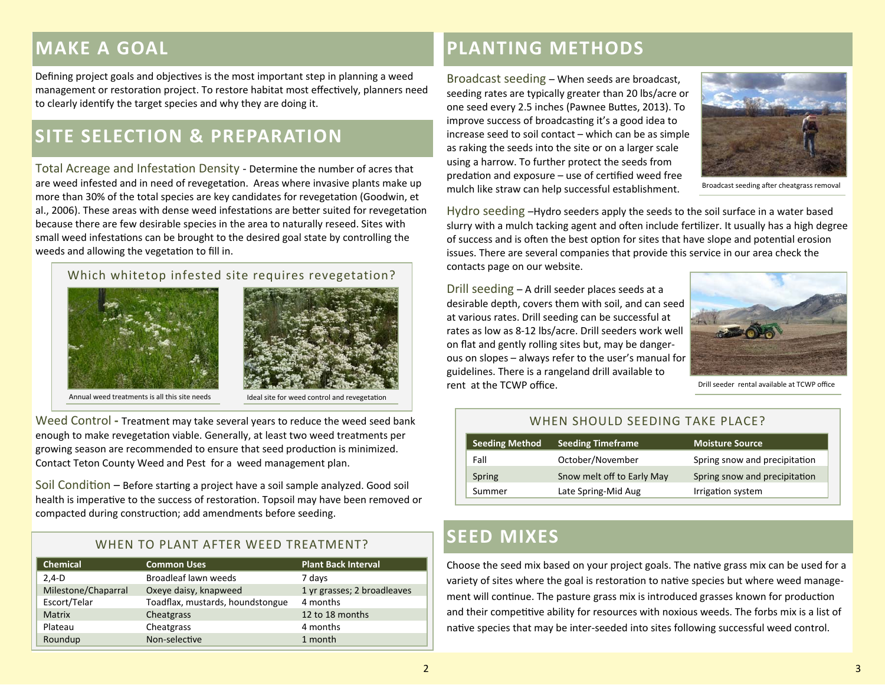## MAKE A GOAL

Defining project goals and objectives is the most important step in planning a weed management or restoration project. To restore habitat most effectively, planners need to clearly identify the target species and why they are doing it.

## SITE SELECTION & PREPARATION

Total Acreage and Infestation Density - Determine the number of acres that are weed infested and in need of revegetation. Areas where invasive plants make up more than 30% of the total species are key candidates for revegetation (Goodwin, et al., 2006). These areas with dense weed infestations are better suited for revegetation because there are few desirable species in the area to naturally reseed. Sites with small weed infestations can be brought to the desired goal state by controlling the weeds and allowing the vegetation to fill in.

### Which whitetop infested site requires revegetation?

Annual weed treatments is all this site needs

Ideal site for weed control and revegetation

Weed Control - Treatment may take several years to reduce the weed seed bank enough to make revegetation viable. Generally, at least two weed treatments per growing season are recommended to ensure that seed production is minimized. Contact Teton County Weed and Pest for a weed management plan.

Soil Condition – Before starting a project have a soil sample analyzed. Good soil health is imperative to the success of restoration. Topsoil may have been removed or compacted during construction; add amendments before seeding.

### WHEN TO PLANT AFTER WEED TREATMENT?

| Chemical | Common Uses | Plant Back Interval |
|---|---|---|
| 2,4-D | Broadleaf lawn weeds | 7 days |
| Milestone/Chaparral | Oxeye daisy, knapweed | 1 yr grasses; 2 broadleaves |
| Escort/Telar | Toadflax, mustards, houndstongue | 4 months |
| Matrix | Cheatgrass | 12 to 18 months |
| Plateau | Cheatgrass | 4 months |
| Roundup | Non-selective | 1 month |

## PLANTING METHODS

Broadcast seeding – When seeds are broadcast, seeding rates are typically greater than 20 lbs/acre or one seed every 2.5 inches (Pawnee Buttes, 2013). To improve success of broadcasting it's a good idea to increase seed to soil contact – which can be as simple as raking the seeds into the site or on a larger scale using a harrow. To further protect the seeds from predation and exposure – use of certified weed free mulch like straw can help successful establishment.

Broadcast seeding after cheatgrass removal

Hydro seeding –Hydro seeders apply the seeds to the soil surface in a water based slurry with a mulch tacking agent and often include fertilizer. It usually has a high degree of success and is often the best option for sites that have slope and potential erosion issues. There are several companies that provide this service in our area check the contacts page on our website.

Drill seeding – A drill seeder places seeds at a desirable depth, covers them with soil, and can seed at various rates. Drill seeding can be successful at rates as low as 8-12 lbs/acre. Drill seeders work well on flat and gently rolling sites but, may be dangerous on slopes – always refer to the user's manual for guidelines. There is a rangeland drill available to rent at the TCWP office.

Drill seeder rental available at TCWP office

### WHEN SHOULD SEEDING TAKE PLACE?

| Seeding Method | Seeding Timeframe | Moisture Source |
|---|---|---|
| Fall | October/November | Spring snow and precipitation |
| Spring | Snow melt off to Early May | Spring snow and precipitation |
| Summer | Late Spring-Mid Aug | Irrigation system |

## SEED MIXES

Choose the seed mix based on your project goals. The native grass mix can be used for a variety of sites where the goal is restoration to native species but where weed management will continue. The pasture grass mix is introduced grasses known for production and their competitive ability for resources with noxious weeds. The forbs mix is a list of native species that may be inter-seeded into sites following successful weed control.